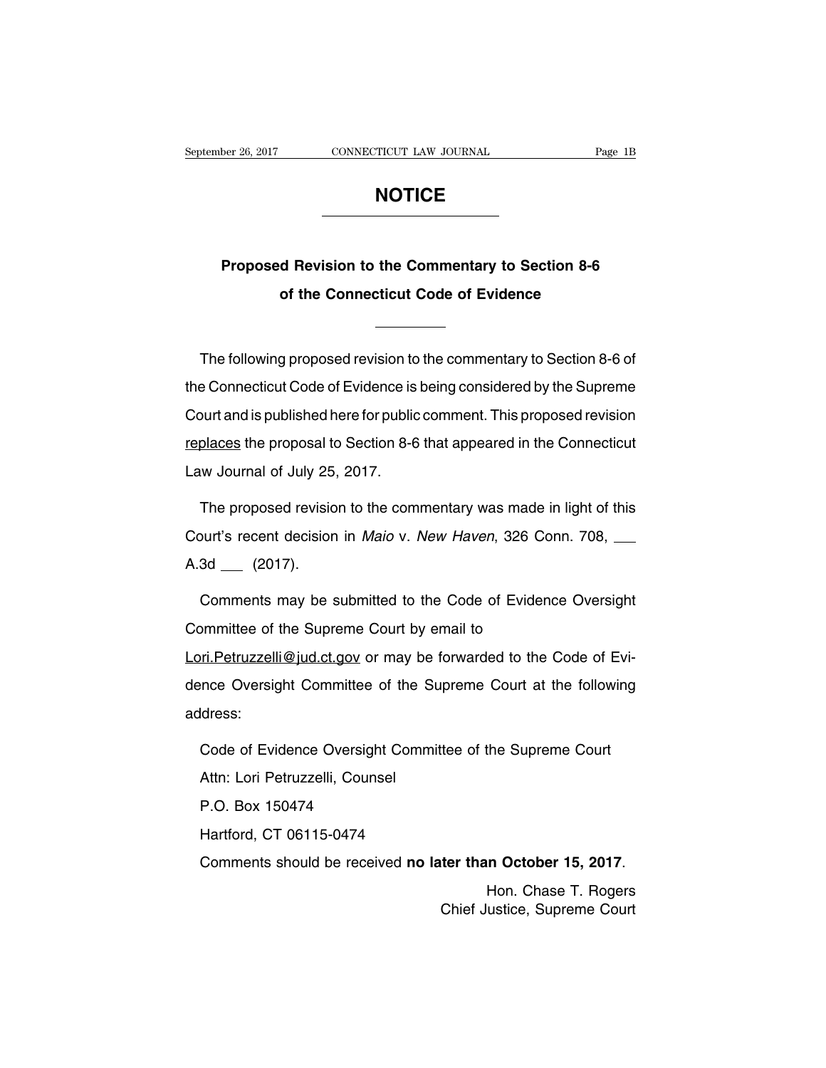# NOTICE

## Proposed Revision to the Commentary to Section 8-6 of the Connecticut Code of Evidence

The following proposed revision to the commentary to Section 8-6 of the Connecticut Code of Evidence is being considered by the Supreme Court and is published here for public comment. This proposed revision replaces the proposal to Section 8-6 that appeared in the Connecticut Law Journal of July 25, 2017.

The proposed revision to the commentary was made in light of this Court's recent decision in *Maio* v. *New Haven*, 326 Conn. 708, ___ A.3d ___ (2017).

Comments may be submitted to the Code of Evidence Oversight Committee of the Supreme Court by email to Lori.Petruzzelli@jud.ct.gov or may be forwarded to the Code of Evidence Oversight Committee of the Supreme Court at the following address:

Code of Evidence Oversight Committee of the Supreme Court
Attn: Lori Petruzzelli, Counsel
P.O. Box 150474
Hartford, CT 06115-0474

Comments should be received **no later than October 15, 2017**.

Hon. Chase T. Rogers
Chief Justice, Supreme Court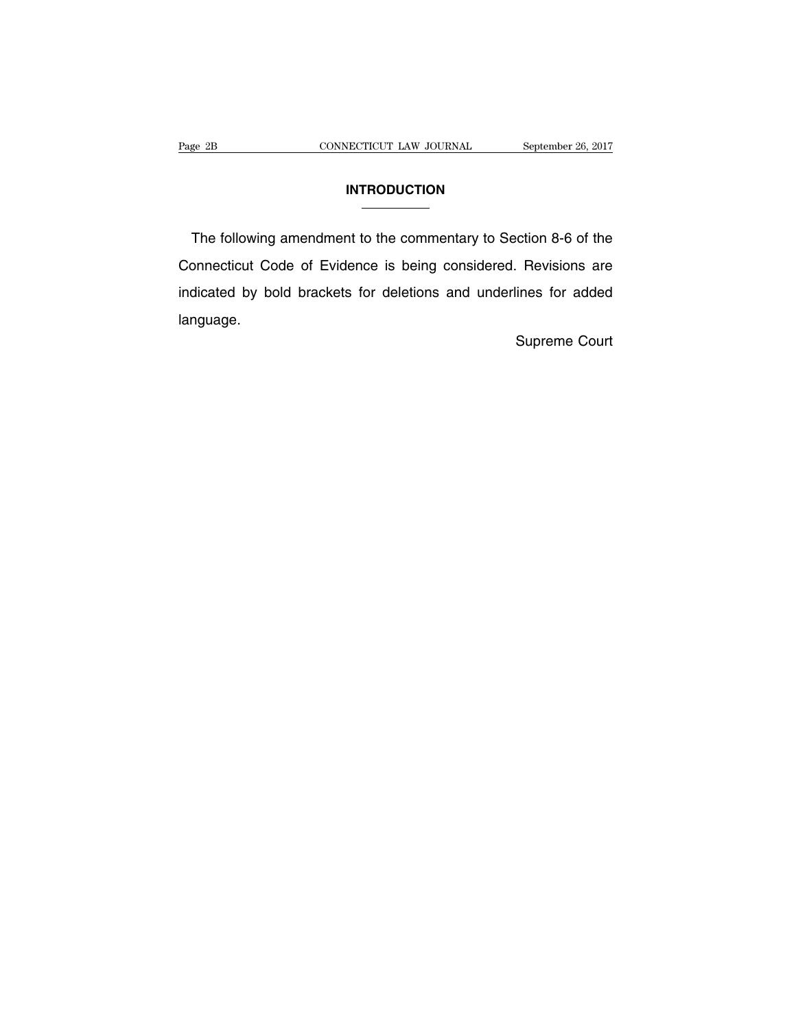## INTRODUCTION

The following amendment to the commentary to Section 8-6 of the Connecticut Code of Evidence is being considered. Revisions are indicated by bold brackets for deletions and underlines for added language.

Supreme Court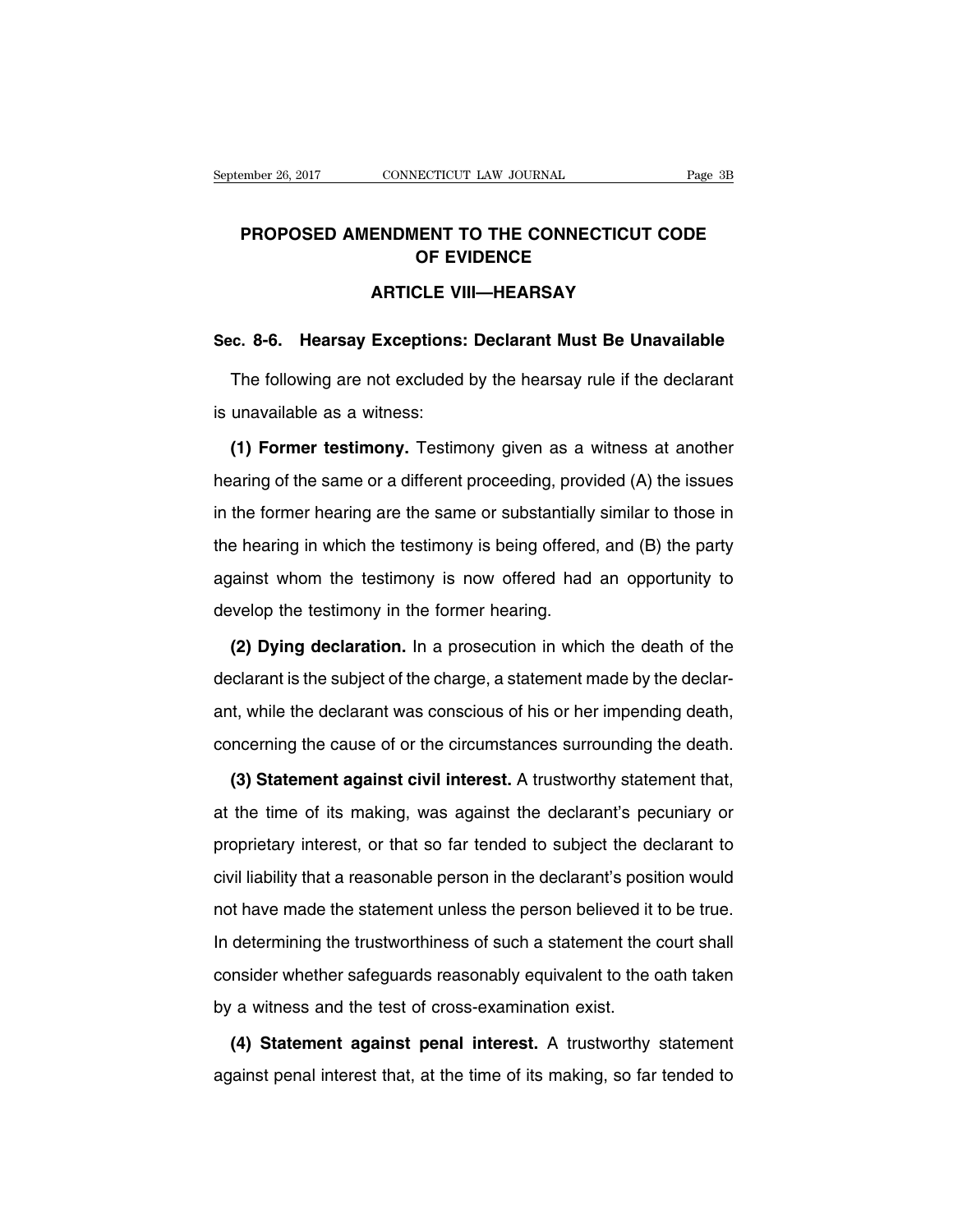# PROPOSED AMENDMENT TO THE CONNECTICUT CODE OF EVIDENCE

## ARTICLE VIII—HEARSAY

### Sec. 8-6. Hearsay Exceptions: Declarant Must Be Unavailable

The following are not excluded by the hearsay rule if the declarant is unavailable as a witness:

**(1) Former testimony.** Testimony given as a witness at another hearing of the same or a different proceeding, provided (A) the issues in the former hearing are the same or substantially similar to those in the hearing in which the testimony is being offered, and (B) the party against whom the testimony is now offered had an opportunity to develop the testimony in the former hearing.

**(2) Dying declaration.** In a prosecution in which the death of the declarant is the subject of the charge, a statement made by the declarant, while the declarant was conscious of his or her impending death, concerning the cause of or the circumstances surrounding the death.

**(3) Statement against civil interest.** A trustworthy statement that, at the time of its making, was against the declarant's pecuniary or proprietary interest, or that so far tended to subject the declarant to civil liability that a reasonable person in the declarant's position would not have made the statement unless the person believed it to be true. In determining the trustworthiness of such a statement the court shall consider whether safeguards reasonably equivalent to the oath taken by a witness and the test of cross-examination exist.

**(4) Statement against penal interest.** A trustworthy statement against penal interest that, at the time of its making, so far tended to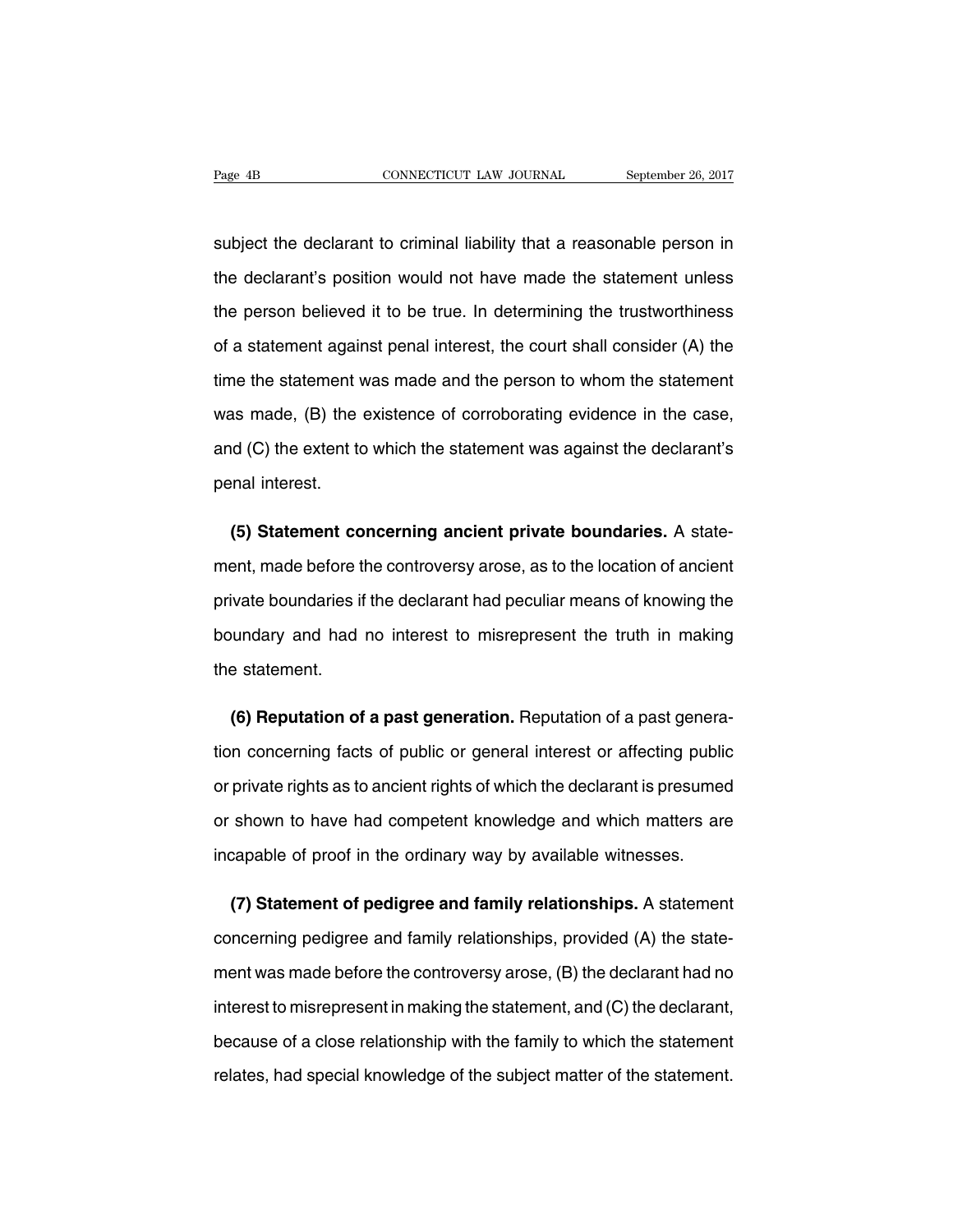subject the declarant to criminal liability that a reasonable person in the declarant's position would not have made the statement unless the person believed it to be true. In determining the trustworthiness of a statement against penal interest, the court shall consider (A) the time the statement was made and the person to whom the statement was made, (B) the existence of corroborating evidence in the case, and (C) the extent to which the statement was against the declarant's penal interest.

**(5) Statement concerning ancient private boundaries.** A statement, made before the controversy arose, as to the location of ancient private boundaries if the declarant had peculiar means of knowing the boundary and had no interest to misrepresent the truth in making the statement.

**(6) Reputation of a past generation.** Reputation of a past generation concerning facts of public or general interest or affecting public or private rights as to ancient rights of which the declarant is presumed or shown to have had competent knowledge and which matters are incapable of proof in the ordinary way by available witnesses.

**(7) Statement of pedigree and family relationships.** A statement concerning pedigree and family relationships, provided (A) the statement was made before the controversy arose, (B) the declarant had no interest to misrepresent in making the statement, and (C) the declarant, because of a close relationship with the family to which the statement relates, had special knowledge of the subject matter of the statement.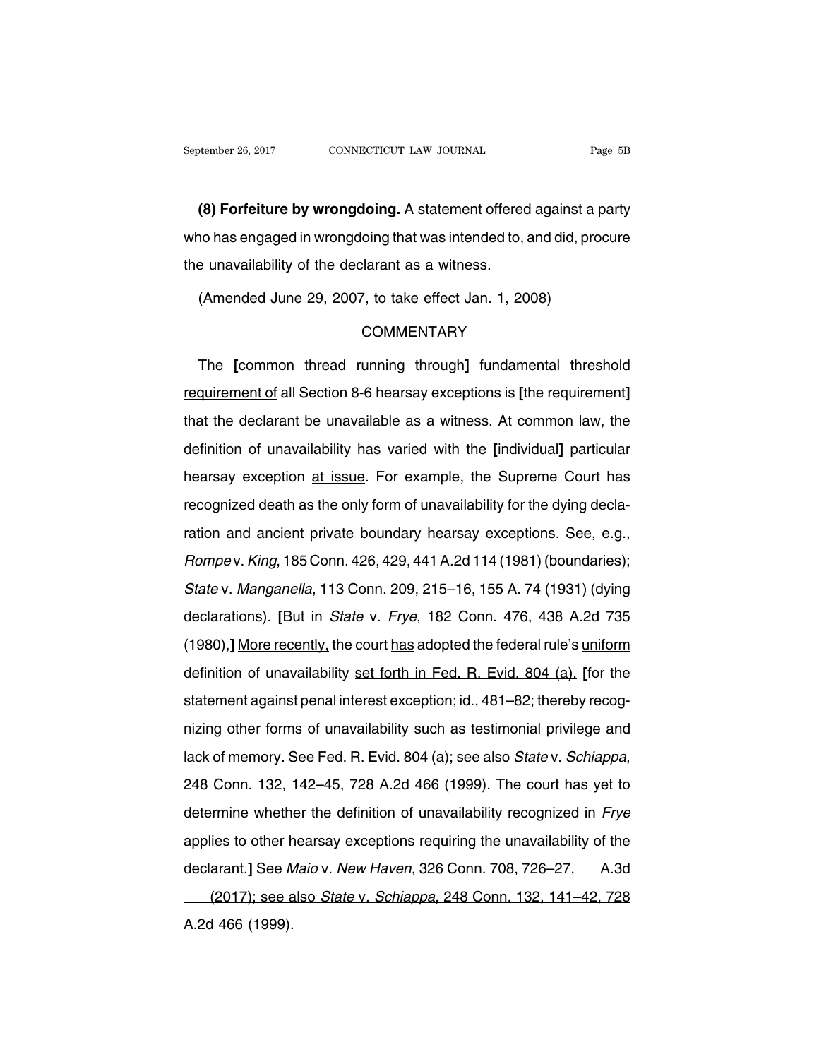**(8) Forfeiture by wrongdoing.** A statement offered against a party who has engaged in wrongdoing that was intended to, and did, procure the unavailability of the declarant as a witness.

(Amended June 29, 2007, to take effect Jan. 1, 2008)

COMMENTARY

The [common thread running through] <u>fundamental threshold requirement of</u> all Section 8-6 hearsay exceptions is [the requirement] that the declarant be unavailable as a witness. At common law, the definition of unavailability <u>has</u> varied with the [individual] <u>particular</u> hearsay exception <u>at issue</u>. For example, the Supreme Court has recognized death as the only form of unavailability for the dying declaration and ancient private boundary hearsay exceptions. See, e.g., *Rompe* v. *King*, 185 Conn. 426, 429, 441 A.2d 114 (1981) (boundaries); *State* v. *Manganella*, 113 Conn. 209, 215–16, 155 A. 74 (1931) (dying declarations). [But in *State* v. *Frye*, 182 Conn. 476, 438 A.2d 735 (1980),] <u>More recently,</u> the court <u>has</u> adopted the federal rule's <u>uniform</u> definition of unavailability <u>set forth in Fed. R. Evid. 804 (a).</u> [for the statement against penal interest exception; id., 481–82; thereby recognizing other forms of unavailability such as testimonial privilege and lack of memory. See Fed. R. Evid. 804 (a); see also *State* v. *Schiappa*, 248 Conn. 132, 142–45, 728 A.2d 466 (1999). The court has yet to determine whether the definition of unavailability recognized in *Frye* applies to other hearsay exceptions requiring the unavailability of the declarant.] <u>See *Maio* v. *New Haven*, 326 Conn. 708, 726–27, \_\_\_ A.3d \_\_\_ (2017); see also *State* v. *Schiappa*, 248 Conn. 132, 141–42, 728 A.2d 466 (1999).</u>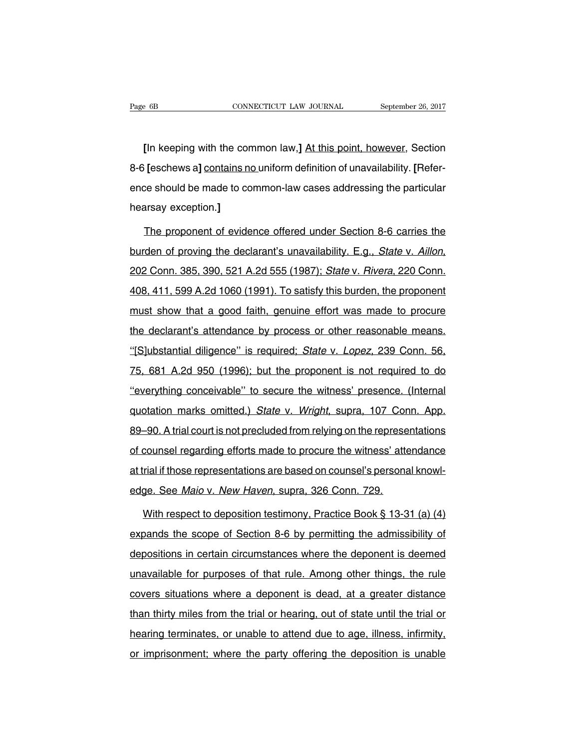**[**In keeping with the common law,**]** At this point, however, Section 8-6 **[**eschews a**]** contains no uniform definition of unavailability. **[**Reference should be made to common-law cases addressing the particular hearsay exception.**]**

The proponent of evidence offered under Section 8-6 carries the burden of proving the declarant's unavailability. E.g., *State* v. *Aillon*, 202 Conn. 385, 390, 521 A.2d 555 (1987); *State* v. *Rivera*, 220 Conn. 408, 411, 599 A.2d 1060 (1991). To satisfy this burden, the proponent must show that a good faith, genuine effort was made to procure the declarant's attendance by process or other reasonable means. ''[S]ubstantial diligence'' is required; *State* v. *Lopez*, 239 Conn. 56, 75, 681 A.2d 950 (1996); but the proponent is not required to do ''everything conceivable'' to secure the witness' presence. (Internal quotation marks omitted.) *State* v. *Wright*, supra, 107 Conn. App. 89–90. A trial court is not precluded from relying on the representations of counsel regarding efforts made to procure the witness' attendance at trial if those representations are based on counsel's personal knowledge. See *Maio* v. *New Haven*, supra, 326 Conn. 729.

With respect to deposition testimony, Practice Book § 13-31 (a) (4) expands the scope of Section 8-6 by permitting the admissibility of depositions in certain circumstances where the deponent is deemed unavailable for purposes of that rule. Among other things, the rule covers situations where a deponent is dead, at a greater distance than thirty miles from the trial or hearing, out of state until the trial or hearing terminates, or unable to attend due to age, illness, infirmity, or imprisonment; where the party offering the deposition is unable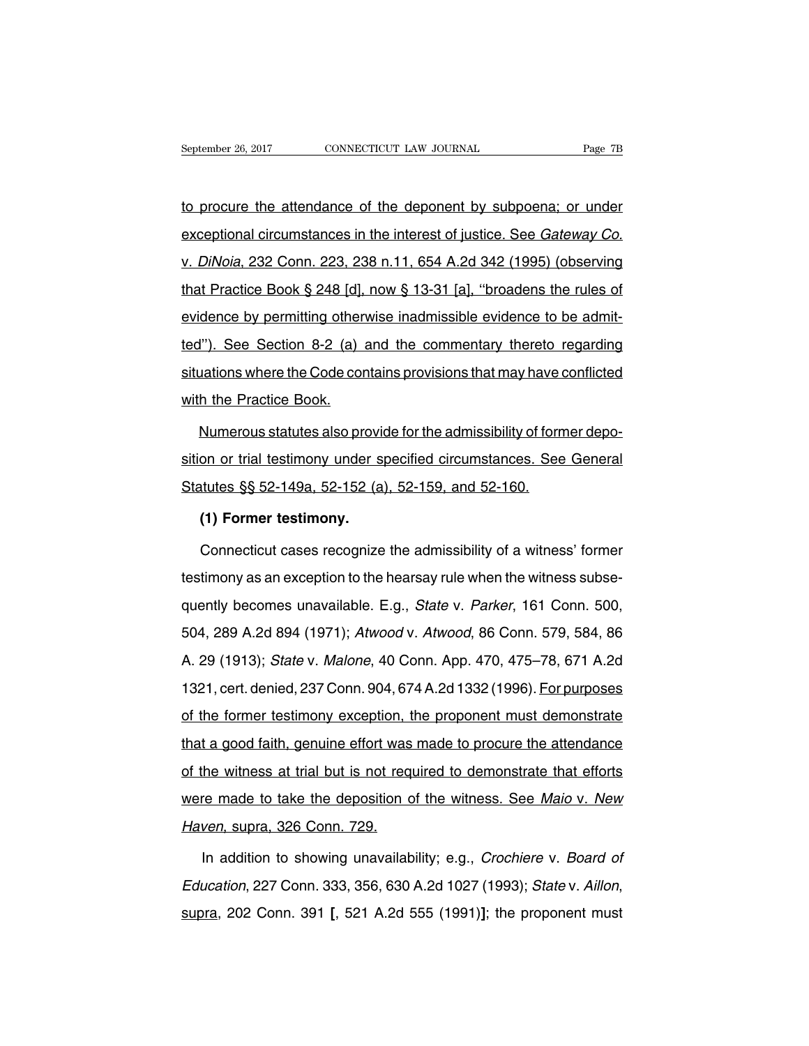to procure the attendance of the deponent by subpoena; or under exceptional circumstances in the interest of justice. See *Gateway Co.* v. *DiNoia*, 232 Conn. 223, 238 n.11, 654 A.2d 342 (1995) (observing that Practice Book § 248 [d], now § 13-31 [a], ''broadens the rules of evidence by permitting otherwise inadmissible evidence to be admitted''). See Section 8-2 (a) and the commentary thereto regarding situations where the Code contains provisions that may have conflicted with the Practice Book.

Numerous statutes also provide for the admissibility of former deposition or trial testimony under specified circumstances. See General Statutes §§ 52-149a, 52-152 (a), 52-159, and 52-160.

**(1) Former testimony.**

Connecticut cases recognize the admissibility of a witness' former testimony as an exception to the hearsay rule when the witness subsequently becomes unavailable. E.g., *State* v. *Parker*, 161 Conn. 500, 504, 289 A.2d 894 (1971); *Atwood* v. *Atwood*, 86 Conn. 579, 584, 86 A. 29 (1913); *State* v. *Malone*, 40 Conn. App. 470, 475–78, 671 A.2d 1321, cert. denied, 237 Conn. 904, 674 A.2d 1332 (1996). For purposes of the former testimony exception, the proponent must demonstrate that a good faith, genuine effort was made to procure the attendance of the witness at trial but is not required to demonstrate that efforts were made to take the deposition of the witness. See *Maio* v. *New Haven*, supra, 326 Conn. 729.

In addition to showing unavailability; e.g., *Crochiere* v. *Board of Education*, 227 Conn. 333, 356, 630 A.2d 1027 (1993); *State* v. *Aillon*, supra, 202 Conn. 391 **[**, 521 A.2d 555 (1991)**]**; the proponent must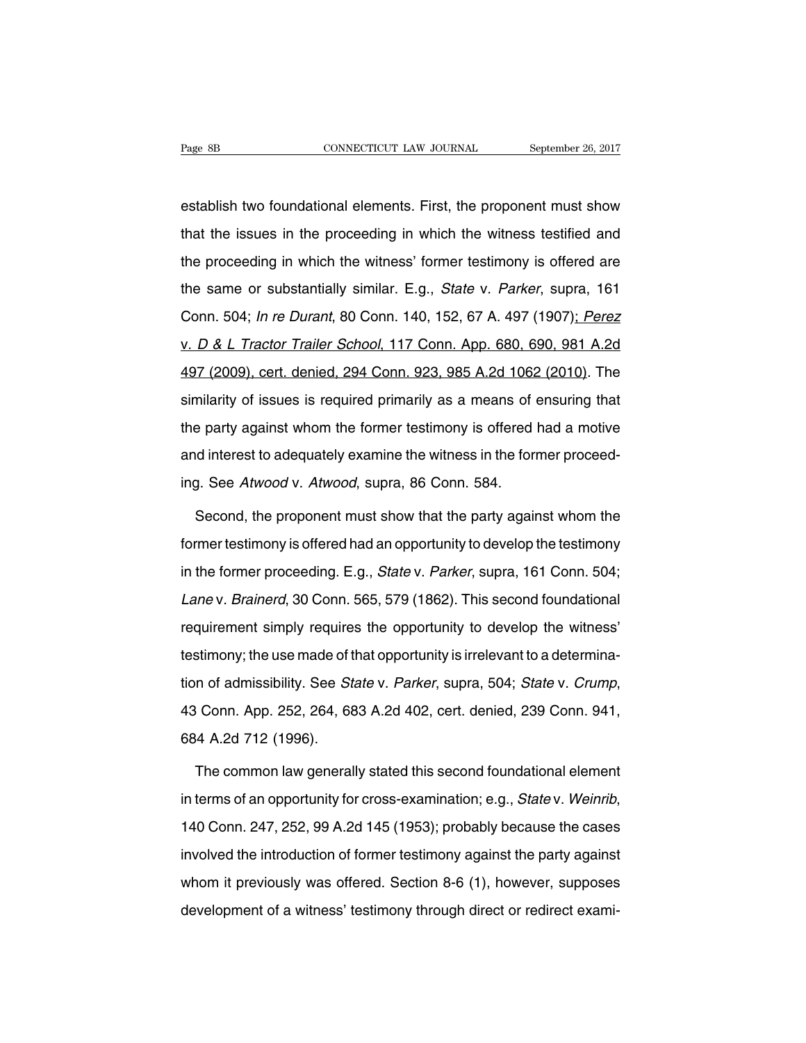establish two foundational elements. First, the proponent must show that the issues in the proceeding in which the witness testified and the proceeding in which the witness' former testimony is offered are the same or substantially similar. E.g., *State* v. *Parker*, supra, 161 Conn. 504; *In re Durant*, 80 Conn. 140, 152, 67 A. 497 (1907); *Perez* v. *D & L Tractor Trailer School*, 117 Conn. App. 680, 690, 981 A.2d 497 (2009), cert. denied, 294 Conn. 923, 985 A.2d 1062 (2010). The similarity of issues is required primarily as a means of ensuring that the party against whom the former testimony is offered had a motive and interest to adequately examine the witness in the former proceeding. See *Atwood* v. *Atwood*, supra, 86 Conn. 584.

Second, the proponent must show that the party against whom the former testimony is offered had an opportunity to develop the testimony in the former proceeding. E.g., *State* v. *Parker*, supra, 161 Conn. 504; *Lane* v. *Brainerd*, 30 Conn. 565, 579 (1862). This second foundational requirement simply requires the opportunity to develop the witness' testimony; the use made of that opportunity is irrelevant to a determination of admissibility. See *State* v. *Parker*, supra, 504; *State* v. *Crump*, 43 Conn. App. 252, 264, 683 A.2d 402, cert. denied, 239 Conn. 941, 684 A.2d 712 (1996).

The common law generally stated this second foundational element in terms of an opportunity for cross-examination; e.g., *State* v. *Weinrib*, 140 Conn. 247, 252, 99 A.2d 145 (1953); probably because the cases involved the introduction of former testimony against the party against whom it previously was offered. Section 8-6 (1), however, supposes development of a witness' testimony through direct or redirect exami-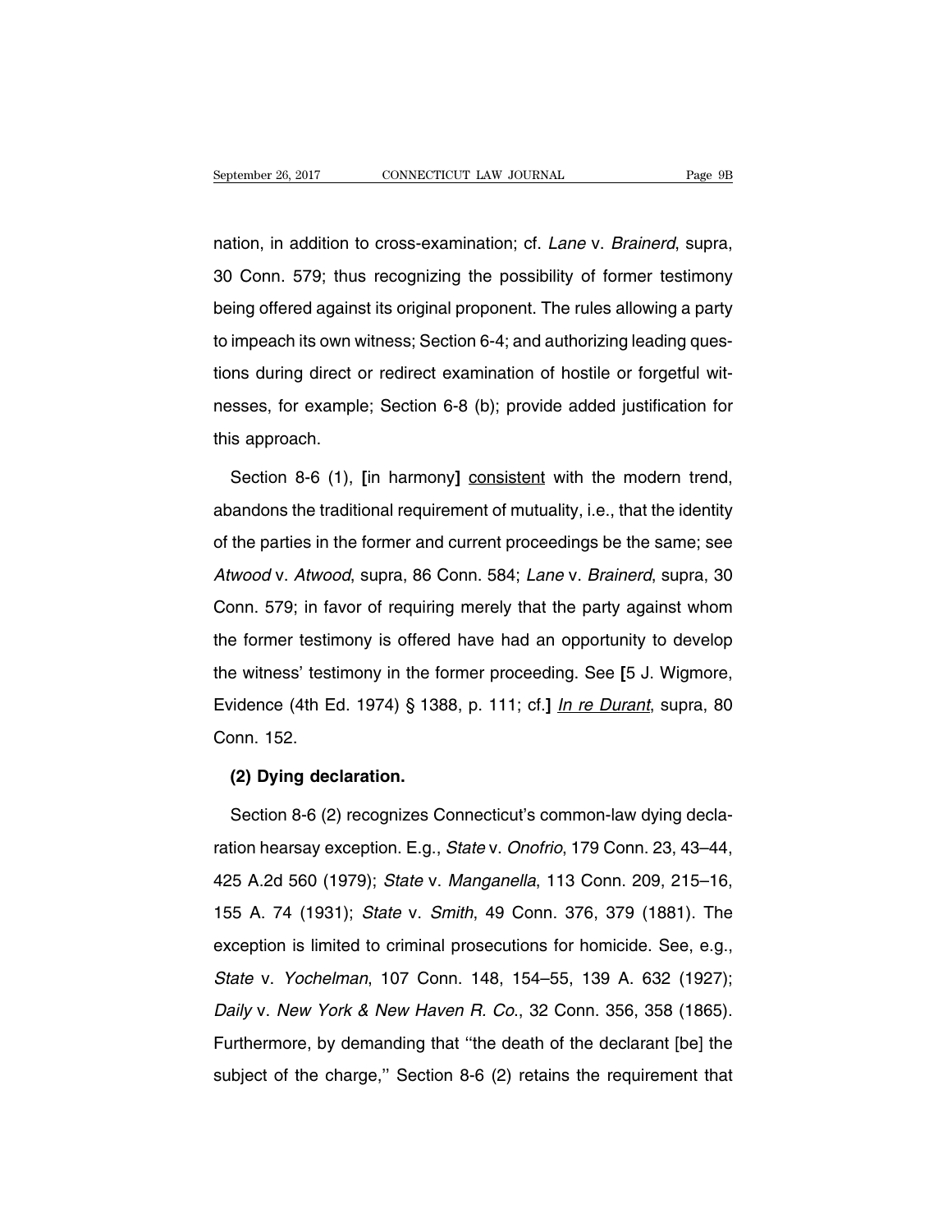nation, in addition to cross-examination; cf. *Lane* v. *Brainerd*, supra, 30 Conn. 579; thus recognizing the possibility of former testimony being offered against its original proponent. The rules allowing a party to impeach its own witness; Section 6-4; and authorizing leading questions during direct or redirect examination of hostile or forgetful witnesses, for example; Section 6-8 (b); provide added justification for this approach.

Section 8-6 (1), **[**in harmony**]** consistent with the modern trend, abandons the traditional requirement of mutuality, i.e., that the identity of the parties in the former and current proceedings be the same; see *Atwood* v. *Atwood*, supra, 86 Conn. 584; *Lane* v. *Brainerd*, supra, 30 Conn. 579; in favor of requiring merely that the party against whom the former testimony is offered have had an opportunity to develop the witness' testimony in the former proceeding. See **[**5 J. Wigmore, Evidence (4th Ed. 1974) § 1388, p. 111; cf.**]** *In re Durant*, supra, 80 Conn. 152.

**(2) Dying declaration.**

Section 8-6 (2) recognizes Connecticut's common-law dying declaration hearsay exception. E.g., *State* v. *Onofrio*, 179 Conn. 23, 43–44, 425 A.2d 560 (1979); *State* v. *Manganella*, 113 Conn. 209, 215–16, 155 A. 74 (1931); *State* v. *Smith*, 49 Conn. 376, 379 (1881). The exception is limited to criminal prosecutions for homicide. See, e.g., *State* v. *Yochelman*, 107 Conn. 148, 154–55, 139 A. 632 (1927); *Daily* v. *New York & New Haven R. Co.*, 32 Conn. 356, 358 (1865). Furthermore, by demanding that "the death of the declarant [be] the subject of the charge," Section 8-6 (2) retains the requirement that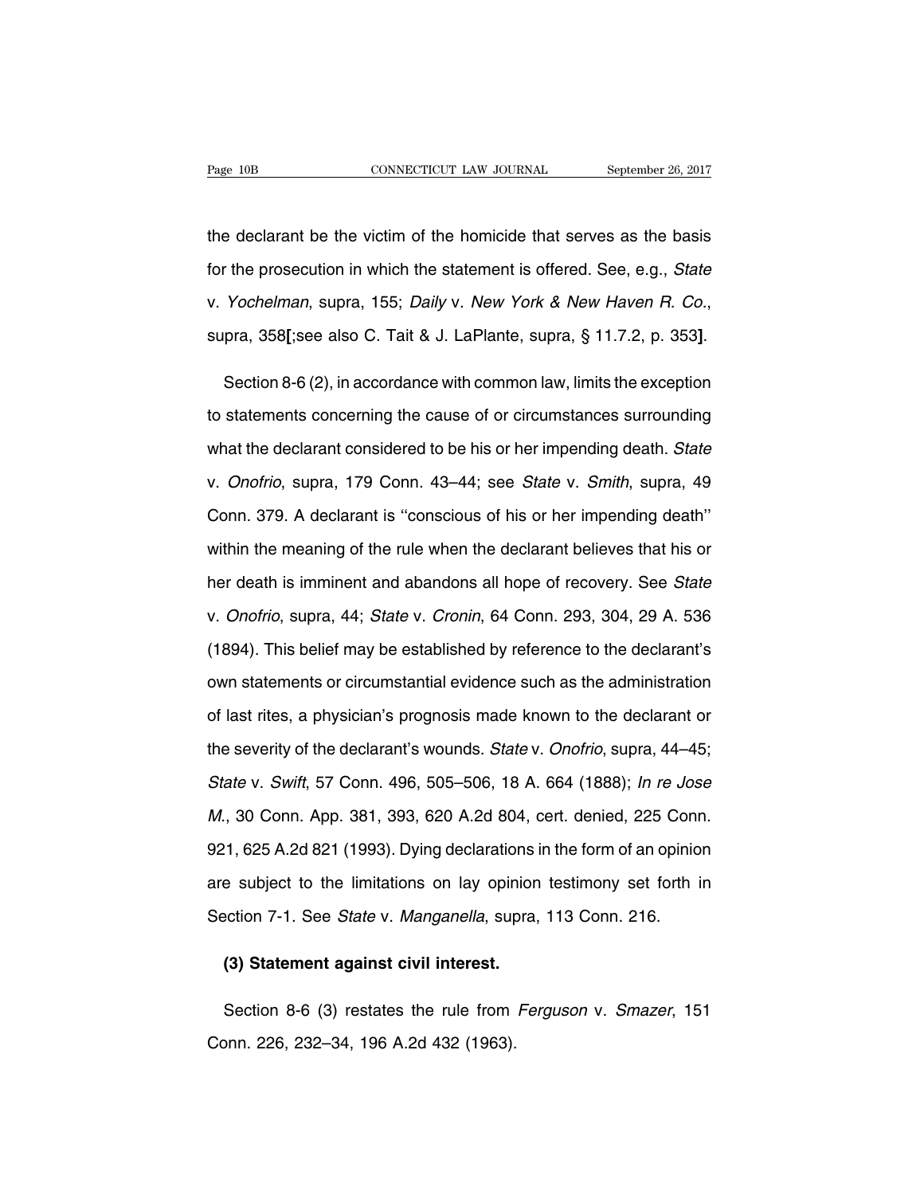the declarant be the victim of the homicide that serves as the basis for the prosecution in which the statement is offered. See, e.g., *State* v. *Yochelman*, supra, 155; *Daily* v. *New York & New Haven R. Co.*, supra, 358**[**;see also C. Tait & J. LaPlante, supra, § 11.7.2, p. 353**]**.

Section 8-6 (2), in accordance with common law, limits the exception to statements concerning the cause of or circumstances surrounding what the declarant considered to be his or her impending death. *State* v. *Onofrio*, supra, 179 Conn. 43–44; see *State* v. *Smith*, supra, 49 Conn. 379. A declarant is ''conscious of his or her impending death'' within the meaning of the rule when the declarant believes that his or her death is imminent and abandons all hope of recovery. See *State* v. *Onofrio*, supra, 44; *State* v. *Cronin*, 64 Conn. 293, 304, 29 A. 536 (1894). This belief may be established by reference to the declarant's own statements or circumstantial evidence such as the administration of last rites, a physician's prognosis made known to the declarant or the severity of the declarant's wounds. *State* v. *Onofrio*, supra, 44–45; *State* v. *Swift*, 57 Conn. 496, 505–506, 18 A. 664 (1888); *In re Jose M.*, 30 Conn. App. 381, 393, 620 A.2d 804, cert. denied, 225 Conn. 921, 625 A.2d 821 (1993). Dying declarations in the form of an opinion are subject to the limitations on lay opinion testimony set forth in Section 7-1. See *State* v. *Manganella*, supra, 113 Conn. 216.

**(3) Statement against civil interest.**

Section 8-6 (3) restates the rule from *Ferguson* v. *Smazer*, 151 Conn. 226, 232–34, 196 A.2d 432 (1963).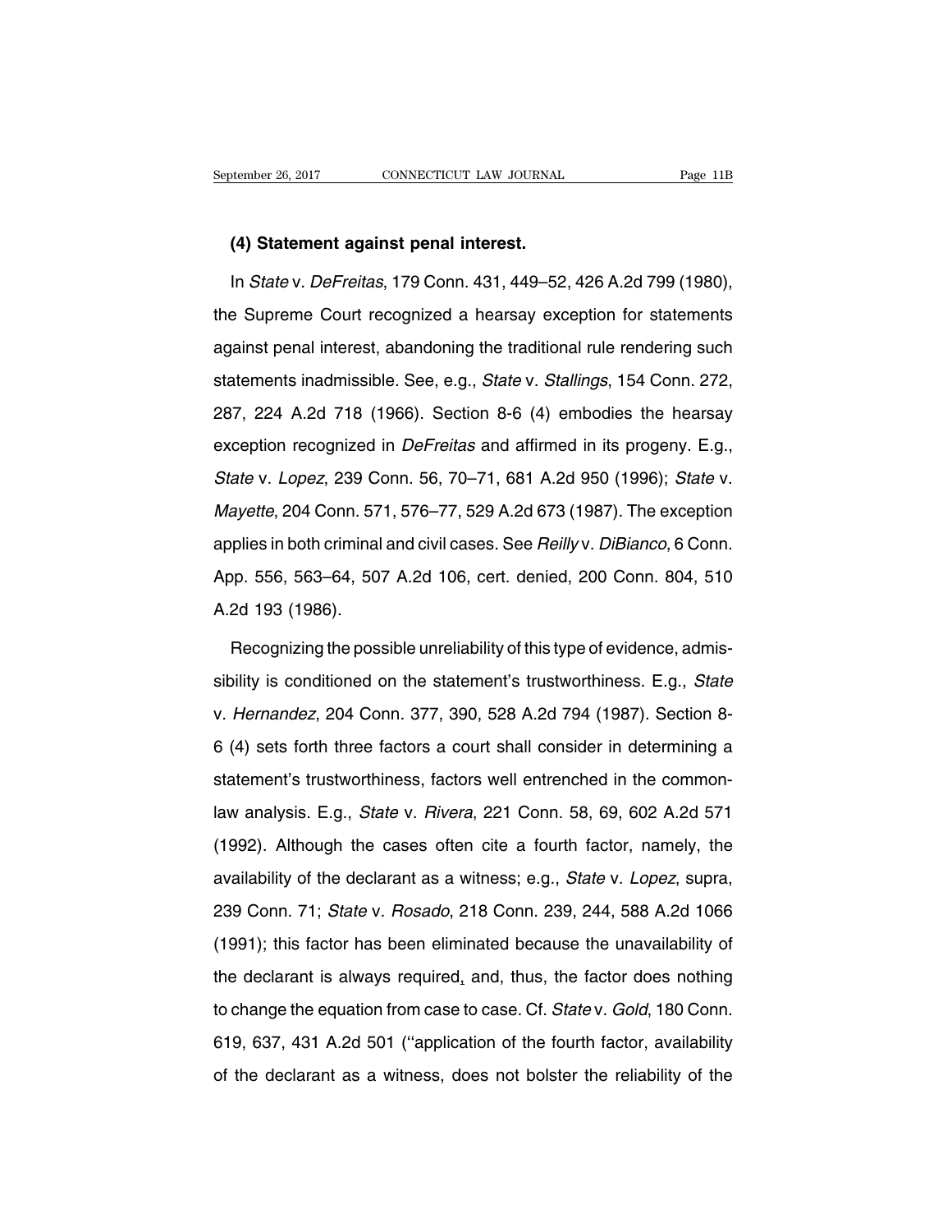**(4) Statement against penal interest.**

In *State* v. *DeFreitas*, 179 Conn. 431, 449–52, 426 A.2d 799 (1980), the Supreme Court recognized a hearsay exception for statements against penal interest, abandoning the traditional rule rendering such statements inadmissible. See, e.g., *State* v. *Stallings*, 154 Conn. 272, 287, 224 A.2d 718 (1966). Section 8-6 (4) embodies the hearsay exception recognized in *DeFreitas* and affirmed in its progeny. E.g., *State* v. *Lopez*, 239 Conn. 56, 70–71, 681 A.2d 950 (1996); *State* v. *Mayette*, 204 Conn. 571, 576–77, 529 A.2d 673 (1987). The exception applies in both criminal and civil cases. See *Reilly* v. *DiBianco*, 6 Conn. App. 556, 563–64, 507 A.2d 106, cert. denied, 200 Conn. 804, 510 A.2d 193 (1986).

Recognizing the possible unreliability of this type of evidence, admissibility is conditioned on the statement's trustworthiness. E.g., *State* v. *Hernandez*, 204 Conn. 377, 390, 528 A.2d 794 (1987). Section 8-6 (4) sets forth three factors a court shall consider in determining a statement's trustworthiness, factors well entrenched in the common-law analysis. E.g., *State* v. *Rivera*, 221 Conn. 58, 69, 602 A.2d 571 (1992). Although the cases often cite a fourth factor, namely, the availability of the declarant as a witness; e.g., *State* v. *Lopez*, supra, 239 Conn. 71; *State* v. *Rosado*, 218 Conn. 239, 244, 588 A.2d 1066 (1991); this factor has been eliminated because the unavailability of the declarant is always required, and, thus, the factor does nothing to change the equation from case to case. Cf. *State* v. *Gold*, 180 Conn. 619, 637, 431 A.2d 501 (''application of the fourth factor, availability of the declarant as a witness, does not bolster the reliability of the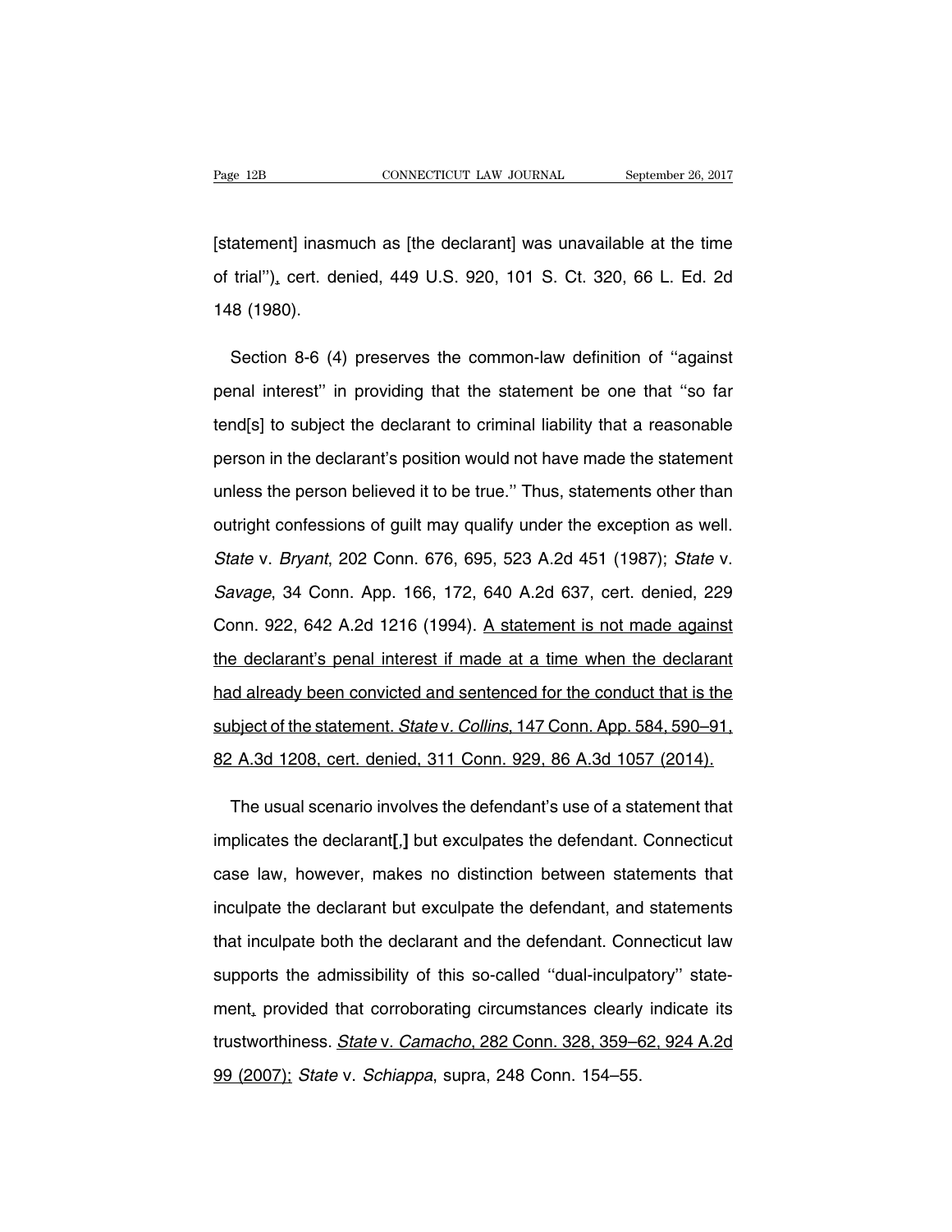[statement] inasmuch as [the declarant] was unavailable at the time of trial''), cert. denied, 449 U.S. 920, 101 S. Ct. 320, 66 L. Ed. 2d 148 (1980).

Section 8-6 (4) preserves the common-law definition of ''against penal interest'' in providing that the statement be one that ''so far tend[s] to subject the declarant to criminal liability that a reasonable person in the declarant's position would not have made the statement unless the person believed it to be true.'' Thus, statements other than outright confessions of guilt may qualify under the exception as well. *State* v. *Bryant*, 202 Conn. 676, 695, 523 A.2d 451 (1987); *State* v. *Savage*, 34 Conn. App. 166, 172, 640 A.2d 637, cert. denied, 229 Conn. 922, 642 A.2d 1216 (1994). A statement is not made against the declarant's penal interest if made at a time when the declarant had already been convicted and sentenced for the conduct that is the subject of the statement. *State* v. *Collins*, 147 Conn. App. 584, 590–91, 82 A.3d 1208, cert. denied, 311 Conn. 929, 86 A.3d 1057 (2014).

The usual scenario involves the defendant's use of a statement that implicates the declarant**[,]** but exculpates the defendant. Connecticut case law, however, makes no distinction between statements that inculpate the declarant but exculpate the defendant, and statements that inculpate both the declarant and the defendant. Connecticut law supports the admissibility of this so-called ''dual-inculpatory'' statement, provided that corroborating circumstances clearly indicate its trustworthiness. *State* v. *Camacho*, 282 Conn. 328, 359–62, 924 A.2d 99 (2007); *State* v. *Schiappa*, supra, 248 Conn. 154–55.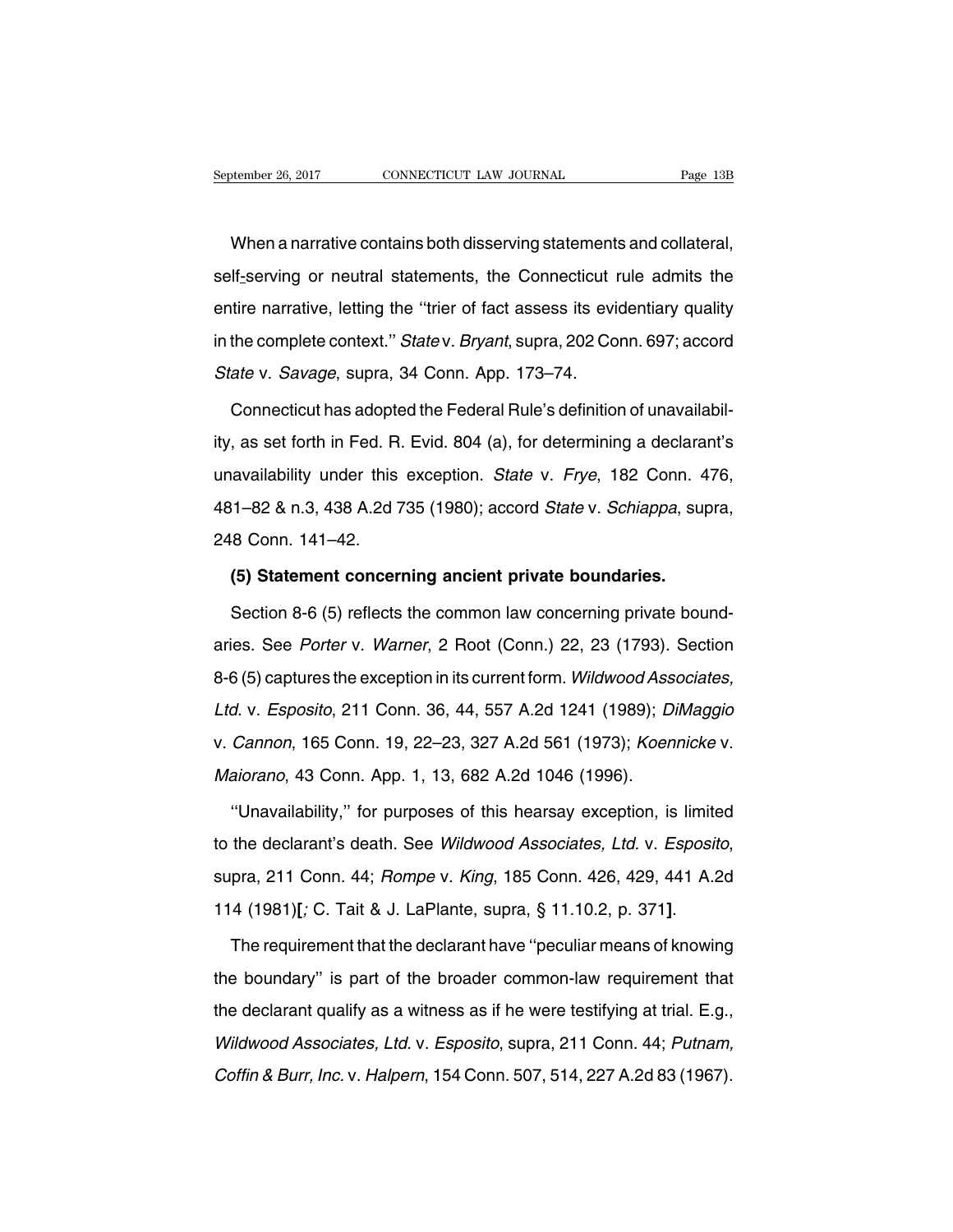When a narrative contains both disserving statements and collateral, self-serving or neutral statements, the Connecticut rule admits the entire narrative, letting the ''trier of fact assess its evidentiary quality in the complete context.'' *State* v. *Bryant*, supra, 202 Conn. 697; accord *State* v. *Savage*, supra, 34 Conn. App. 173–74.

Connecticut has adopted the Federal Rule's definition of unavailability, as set forth in Fed. R. Evid. 804 (a), for determining a declarant's unavailability under this exception. *State* v. *Frye*, 182 Conn. 476, 481–82 & n.3, 438 A.2d 735 (1980); accord *State* v. *Schiappa*, supra, 248 Conn. 141–42.

**(5) Statement concerning ancient private boundaries.**

Section 8-6 (5) reflects the common law concerning private boundaries. See *Porter* v. *Warner*, 2 Root (Conn.) 22, 23 (1793). Section 8-6 (5) captures the exception in its current form. *Wildwood Associates, Ltd.* v. *Esposito*, 211 Conn. 36, 44, 557 A.2d 1241 (1989); *DiMaggio* v. *Cannon*, 165 Conn. 19, 22–23, 327 A.2d 561 (1973); *Koennicke* v. *Maiorano*, 43 Conn. App. 1, 13, 682 A.2d 1046 (1996).

''Unavailability,'' for purposes of this hearsay exception, is limited to the declarant's death. See *Wildwood Associates, Ltd.* v. *Esposito*, supra, 211 Conn. 44; *Rompe* v. *King*, 185 Conn. 426, 429, 441 A.2d 114 (1981)**[**; C. Tait & J. LaPlante, supra, § 11.10.2, p. 371**]**.

The requirement that the declarant have ''peculiar means of knowing the boundary'' is part of the broader common-law requirement that the declarant qualify as a witness as if he were testifying at trial. E.g., *Wildwood Associates, Ltd.* v. *Esposito*, supra, 211 Conn. 44; *Putnam, Coffin & Burr, Inc.* v. *Halpern*, 154 Conn. 507, 514, 227 A.2d 83 (1967).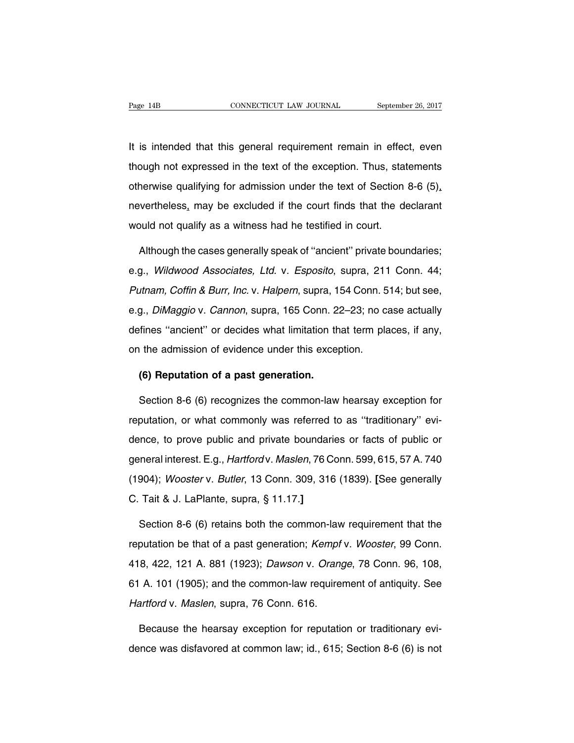It is intended that this general requirement remain in effect, even though not expressed in the text of the exception. Thus, statements otherwise qualifying for admission under the text of Section 8-6 (5), nevertheless, may be excluded if the court finds that the declarant would not qualify as a witness had he testified in court.

Although the cases generally speak of ''ancient'' private boundaries; e.g., *Wildwood Associates, Ltd.* v. *Esposito*, supra, 211 Conn. 44; *Putnam, Coffin & Burr, Inc.* v. *Halpern*, supra, 154 Conn. 514; but see, e.g., *DiMaggio* v. *Cannon*, supra, 165 Conn. 22–23; no case actually defines ''ancient'' or decides what limitation that term places, if any, on the admission of evidence under this exception.

**(6) Reputation of a past generation.**

Section 8-6 (6) recognizes the common-law hearsay exception for reputation, or what commonly was referred to as ''traditionary'' evidence, to prove public and private boundaries or facts of public or general interest. E.g., *Hartford* v. *Maslen*, 76 Conn. 599, 615, 57 A. 740 (1904); *Wooster* v. *Butler*, 13 Conn. 309, 316 (1839). **[**See generally C. Tait & J. LaPlante, supra, § 11.17.**]**

Section 8-6 (6) retains both the common-law requirement that the reputation be that of a past generation; *Kempf* v. *Wooster*, 99 Conn. 418, 422, 121 A. 881 (1923); *Dawson* v. *Orange*, 78 Conn. 96, 108, 61 A. 101 (1905); and the common-law requirement of antiquity. See *Hartford* v. *Maslen*, supra, 76 Conn. 616.

Because the hearsay exception for reputation or traditionary evidence was disfavored at common law; id., 615; Section 8-6 (6) is not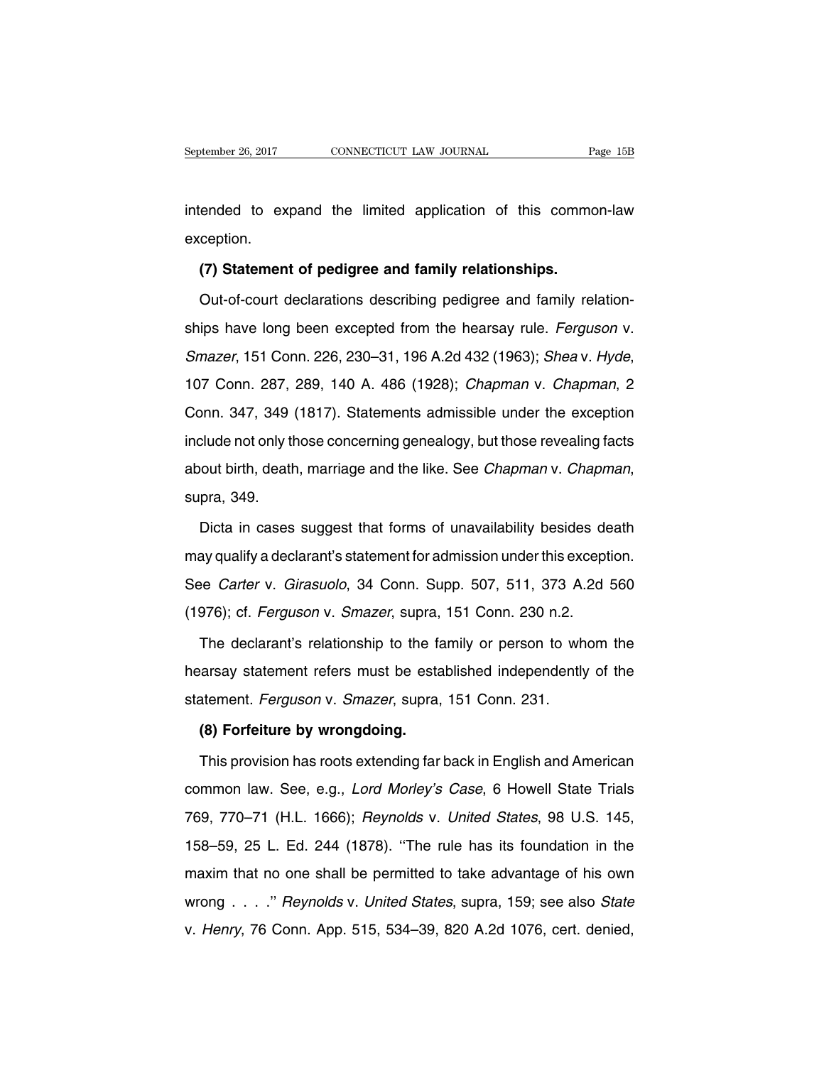intended to expand the limited application of this common-law exception.

**(7) Statement of pedigree and family relationships.**

Out-of-court declarations describing pedigree and family relationships have long been excepted from the hearsay rule. *Ferguson* v. *Smazer*, 151 Conn. 226, 230–31, 196 A.2d 432 (1963); *Shea* v. *Hyde*, 107 Conn. 287, 289, 140 A. 486 (1928); *Chapman* v. *Chapman*, 2 Conn. 347, 349 (1817). Statements admissible under the exception include not only those concerning genealogy, but those revealing facts about birth, death, marriage and the like. See *Chapman* v. *Chapman*, supra, 349.

Dicta in cases suggest that forms of unavailability besides death may qualify a declarant's statement for admission under this exception. See *Carter* v. *Girasuolo*, 34 Conn. Supp. 507, 511, 373 A.2d 560 (1976); cf. *Ferguson* v. *Smazer*, supra, 151 Conn. 230 n.2.

The declarant's relationship to the family or person to whom the hearsay statement refers must be established independently of the statement. *Ferguson* v. *Smazer*, supra, 151 Conn. 231.

**(8) Forfeiture by wrongdoing.**

This provision has roots extending far back in English and American common law. See, e.g., *Lord Morley's Case*, 6 Howell State Trials 769, 770–71 (H.L. 1666); *Reynolds* v. *United States*, 98 U.S. 145, 158–59, 25 L. Ed. 244 (1878). "The rule has its foundation in the maxim that no one shall be permitted to take advantage of his own wrong . . . ." *Reynolds* v. *United States*, supra, 159; see also *State* v. *Henry*, 76 Conn. App. 515, 534–39, 820 A.2d 1076, cert. denied,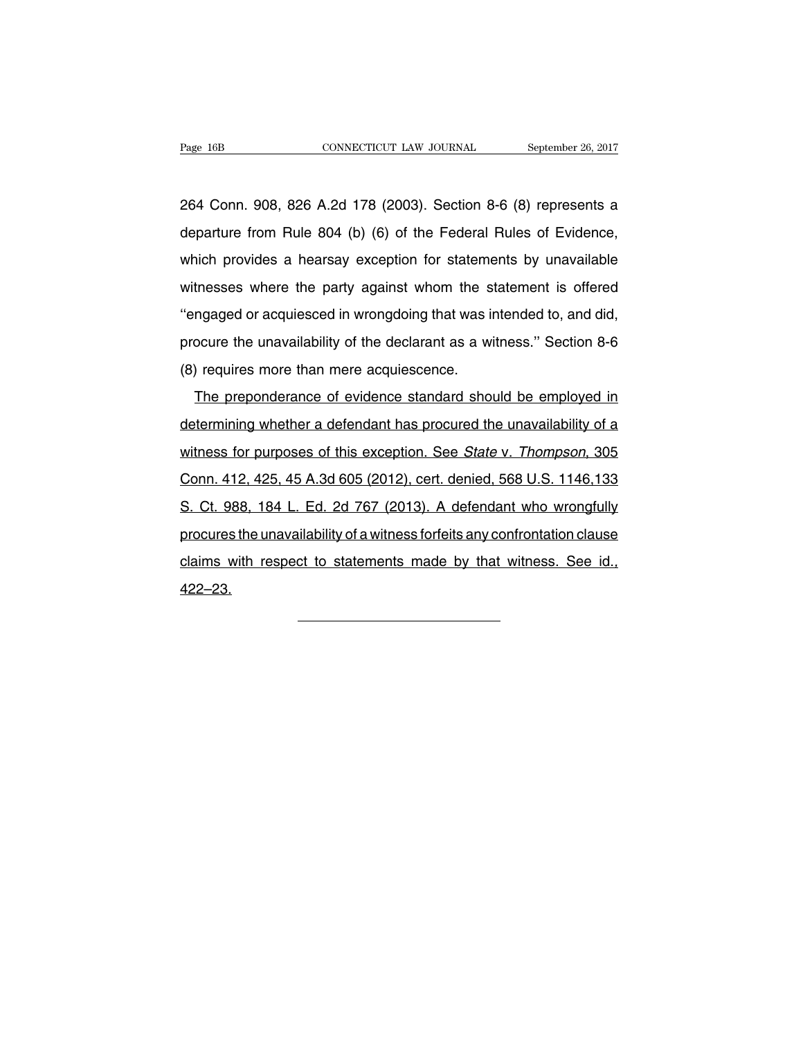264 Conn. 908, 826 A.2d 178 (2003). Section 8-6 (8) represents a departure from Rule 804 (b) (6) of the Federal Rules of Evidence, which provides a hearsay exception for statements by unavailable witnesses where the party against whom the statement is offered ''engaged or acquiesced in wrongdoing that was intended to, and did, procure the unavailability of the declarant as a witness.'' Section 8-6 (8) requires more than mere acquiescence.

The preponderance of evidence standard should be employed in determining whether a defendant has procured the unavailability of a witness for purposes of this exception. See *State* v. *Thompson*, 305 Conn. 412, 425, 45 A.3d 605 (2012), cert. denied, 568 U.S. 1146,133 S. Ct. 988, 184 L. Ed. 2d 767 (2013). A defendant who wrongfully procures the unavailability of a witness forfeits any confrontation clause claims with respect to statements made by that witness. See id., 422–23.